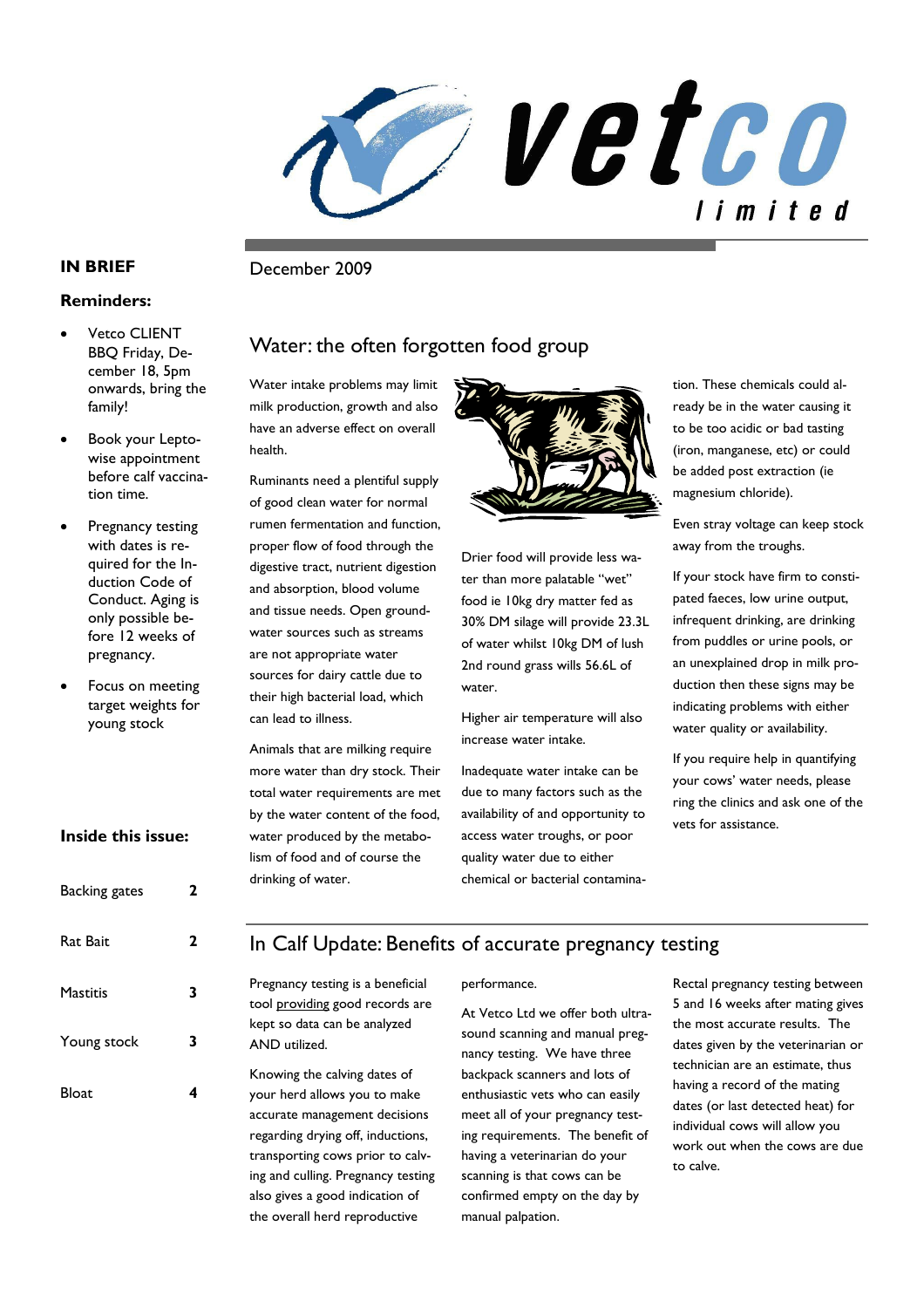# vetco limited

December 2009

## IN BRIEF

### Reminders:

- Vetco CLIENT BBQ Friday, December 18, 5pm onwards, bring the family!
- Book your Leptowise appointment before calf vaccination time.
- Pregnancy testing with dates is required for the Induction Code of Conduct. Aging is only possible before 12 weeks of pregnancy.
- Focus on meeting target weights for young stock

### Inside this issue:

| | |
|---|---|
| Backing gates | 2 |
| Rat Bait | 2 |
| Mastitis | 3 |
| Young stock | 3 |
| Bloat | 4 |

## Water: the often forgotten food group

Water intake problems may limit milk production, growth and also have an adverse effect on overall health.

Ruminants need a plentiful supply of good clean water for normal rumen fermentation and function, proper flow of food through the digestive tract, nutrient digestion and absorption, blood volume and tissue needs. Open groundwater sources such as streams are not appropriate water sources for dairy cattle due to their high bacterial load, which can lead to illness.

Animals that are milking require more water than dry stock. Their total water requirements are met by the water content of the food, water produced by the metabolism of food and of course the drinking of water.

Drier food will provide less water than more palatable "wet" food ie 10kg dry matter fed as 30% DM silage will provide 23.3L of water whilst 10kg DM of lush 2nd round grass wills 56.6L of water.

Higher air temperature will also increase water intake.

Inadequate water intake can be due to many factors such as the availability of and opportunity to access water troughs, or poor quality water due to either chemical or bacterial contamination. These chemicals could already be in the water causing it to be too acidic or bad tasting (iron, manganese, etc) or could be added post extraction (ie magnesium chloride).

Even stray voltage can keep stock away from the troughs.

If your stock have firm to constipated faeces, low urine output, infrequent drinking, are drinking from puddles or urine pools, or an unexplained drop in milk production then these signs may be indicating problems with either water quality or availability.

If you require help in quantifying your cows' water needs, please ring the clinics and ask one of the vets for assistance.

## In Calf Update: Benefits of accurate pregnancy testing

Pregnancy testing is a beneficial tool providing good records are kept so data can be analyzed AND utilized.

Knowing the calving dates of your herd allows you to make accurate management decisions regarding drying off, inductions, transporting cows prior to calving and culling. Pregnancy testing also gives a good indication of the overall herd reproductive performance.

At Vetco Ltd we offer both ultrasound scanning and manual pregnancy testing. We have three backpack scanners and lots of enthusiastic vets who can easily meet all of your pregnancy testing requirements. The benefit of having a veterinarian do your scanning is that cows can be confirmed empty on the day by manual palpation.

Rectal pregnancy testing between 5 and 16 weeks after mating gives the most accurate results. The dates given by the veterinarian or technician are an estimate, thus having a record of the mating dates (or last detected heat) for individual cows will allow you work out when the cows are due to calve.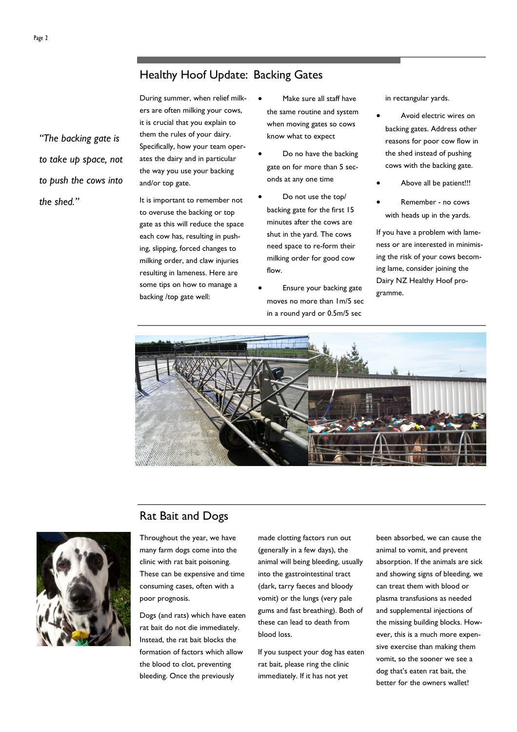## Healthy Hoof Update: Backing Gates

*"The backing gate is to take up space, not to push the cows into the shed."*

During summer, when relief milkers are often milking your cows, it is crucial that you explain to them the rules of your dairy. Specifically, how your team operates the dairy and in particular the way you use your backing and/or top gate.

It is important to remember not to overuse the backing or top gate as this will reduce the space each cow has, resulting in pushing, slipping, forced changes to milking order, and claw injuries resulting in lameness. Here are some tips on how to manage a backing /top gate well:

- Make sure all staff have the same routine and system when moving gates so cows know what to expect
- Do no have the backing gate on for more than 5 seconds at any one time
- Do not use the top/ backing gate for the first 15 minutes after the cows are shut in the yard. The cows need space to re-form their milking order for good cow flow.
- Ensure your backing gate moves no more than 1m/5 sec in a round yard or 0.5m/5 sec in rectangular yards.
- Avoid electric wires on backing gates. Address other reasons for poor cow flow in the shed instead of pushing cows with the backing gate.
- Above all be patient!!!
- Remember - no cows with heads up in the yards.

If you have a problem with lameness or are interested in minimising the risk of your cows becoming lame, consider joining the Dairy NZ Healthy Hoof programme.

## Rat Bait and Dogs

Throughout the year, we have many farm dogs come into the clinic with rat bait poisoning. These can be expensive and time consuming cases, often with a poor prognosis.

Dogs (and rats) which have eaten rat bait do not die immediately. Instead, the rat bait blocks the formation of factors which allow the blood to clot, preventing bleeding. Once the previously made clotting factors run out (generally in a few days), the animal will being bleeding, usually into the gastrointestinal tract (dark, tarry faeces and bloody vomit) or the lungs (very pale gums and fast breathing). Both of these can lead to death from blood loss.

If you suspect your dog has eaten rat bait, please ring the clinic immediately. If it has not yet been absorbed, we can cause the animal to vomit, and prevent absorption. If the animals are sick and showing signs of bleeding, we can treat them with blood or plasma transfusions as needed and supplemental injections of the missing building blocks. However, this is a much more expensive exercise than making them vomit, so the sooner we see a dog that's eaten rat bait, the better for the owners wallet!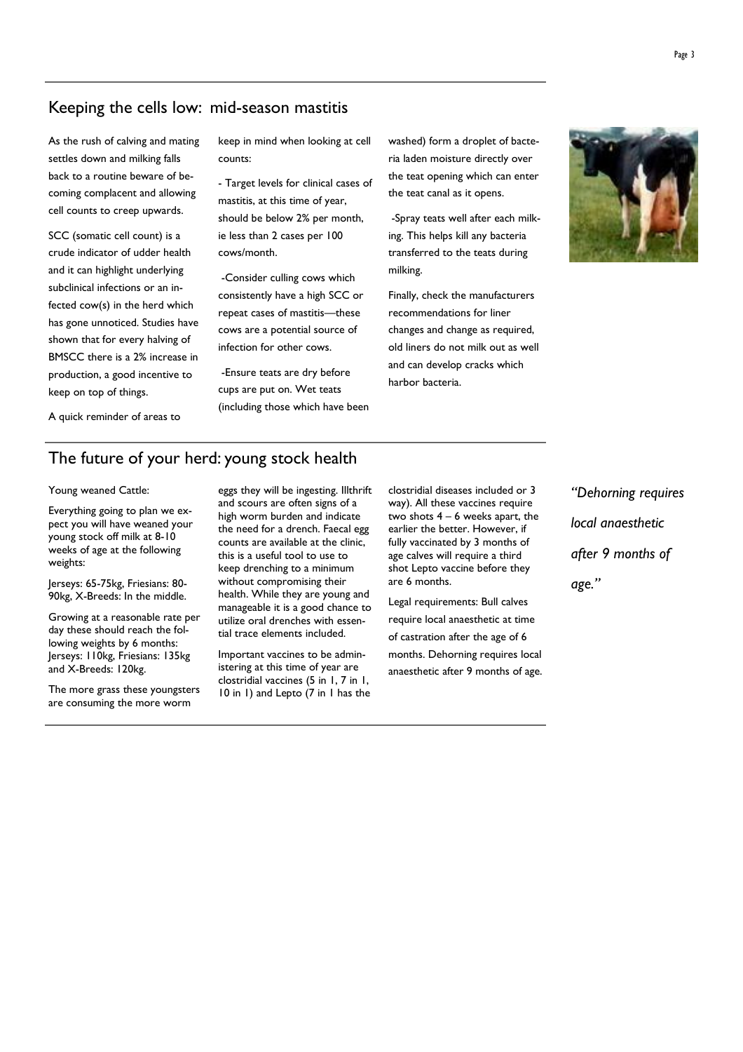## Keeping the cells low: mid-season mastitis

As the rush of calving and mating settles down and milking falls back to a routine beware of becoming complacent and allowing cell counts to creep upwards.

SCC (somatic cell count) is a crude indicator of udder health and it can highlight underlying subclinical infections or an infected cow(s) in the herd which has gone unnoticed. Studies have shown that for every halving of BMSCC there is a 2% increase in production, a good incentive to keep on top of things.

A quick reminder of areas to keep in mind when looking at cell counts:

- Target levels for clinical cases of mastitis, at this time of year, should be below 2% per month, ie less than 2 cases per 100 cows/month.
- Consider culling cows which consistently have a high SCC or repeat cases of mastitis—these cows are a potential source of infection for other cows.
- Ensure teats are dry before cups are put on. Wet teats (including those which have been washed) form a droplet of bacteria laden moisture directly over the teat opening which can enter the teat canal as it opens.
- Spray teats well after each milking. This helps kill any bacteria transferred to the teats during milking.

Finally, check the manufacturers recommendations for liner changes and change as required, old liners do not milk out as well and can develop cracks which harbor bacteria.

## The future of your herd: young stock health

Young weaned Cattle:

Everything going to plan we expect you will have weaned your young stock off milk at 8-10 weeks of age at the following weights:

Jerseys: 65-75kg, Friesians: 80-90kg, X-Breeds: In the middle.

Growing at a reasonable rate per day these should reach the following weights by 6 months: Jerseys: 110kg, Friesians: 135kg and X-Breeds: 120kg.

The more grass these youngsters are consuming the more worm eggs they will be ingesting. Illthrift and scours are often signs of a high worm burden and indicate the need for a drench. Faecal egg counts are available at the clinic, this is a useful tool to use to keep drenching to a minimum without compromising their health. While they are young and manageable it is a good chance to utilize oral drenches with essential trace elements included.

Important vaccines to be administering at this time of year are clostridial vaccines (5 in 1, 7 in 1, 10 in 1) and Lepto (7 in 1 has the clostridial diseases included or 3 way). All these vaccines require two shots 4 – 6 weeks apart, the earlier the better. However, if fully vaccinated by 3 months of age calves will require a third shot Lepto vaccine before they are 6 months.

Legal requirements: Bull calves require local anaesthetic at time of castration after the age of 6 months. Dehorning requires local anaesthetic after 9 months of age.

*"Dehorning requires local anaesthetic after 9 months of age."*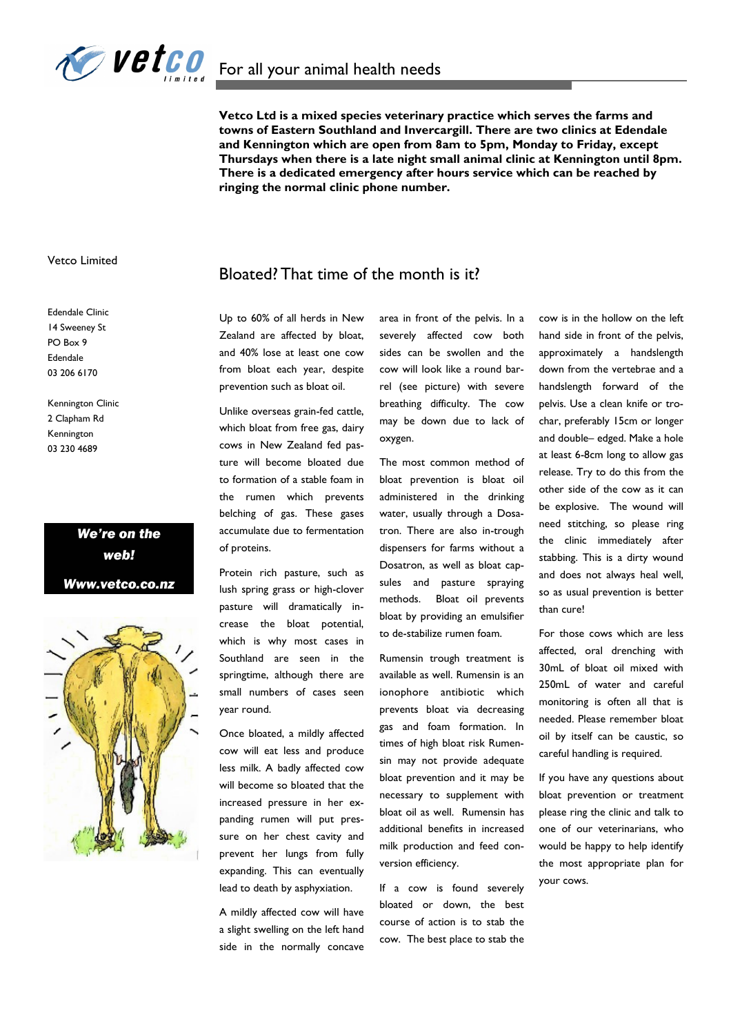# vetco limited

For all your animal health needs

**Vetco Ltd is a mixed species veterinary practice which serves the farms and towns of Eastern Southland and Invercargill. There are two clinics at Edendale and Kennington which are open from 8am to 5pm, Monday to Friday, except Thursdays when there is a late night small animal clinic at Kennington until 8pm. There is a dedicated emergency after hours service which can be reached by ringing the normal clinic phone number.**

Vetco Limited

Edendale Clinic
14 Sweeney St
PO Box 9
Edendale
03 206 6170

Kennington Clinic
2 Clapham Rd
Kennington
03 230 4689

***We're on the web!***

***Www.vetco.co.nz***

## Bloated? That time of the month is it?

Up to 60% of all herds in New Zealand are affected by bloat, and 40% lose at least one cow from bloat each year, despite prevention such as bloat oil.

Unlike overseas grain-fed cattle, which bloat from free gas, dairy cows in New Zealand fed pasture will become bloated due to formation of a stable foam in the rumen which prevents belching of gas. These gases accumulate due to fermentation of proteins.

Protein rich pasture, such as lush spring grass or high-clover pasture will dramatically increase the bloat potential, which is why most cases in Southland are seen in the springtime, although there are small numbers of cases seen year round.

Once bloated, a mildly affected cow will eat less and produce less milk. A badly affected cow will become so bloated that the increased pressure in her expanding rumen will put pressure on her chest cavity and prevent her lungs from fully expanding. This can eventually lead to death by asphyxiation.

A mildly affected cow will have a slight swelling on the left hand side in the normally concave area in front of the pelvis. In a severely affected cow both sides can be swollen and the cow will look like a round barrel (see picture) with severe breathing difficulty. The cow may be down due to lack of oxygen.

The most common method of bloat prevention is bloat oil administered in the drinking water, usually through a Dosatron. There are also in-trough dispensers for farms without a Dosatron, as well as bloat capsules and pasture spraying methods. Bloat oil prevents bloat by providing an emulsifier to de-stabilize rumen foam.

Rumensin trough treatment is available as well. Rumensin is an ionophore antibiotic which prevents bloat via decreasing gas and foam formation. In times of high bloat risk Rumensin may not provide adequate bloat prevention and it may be necessary to supplement with bloat oil as well. Rumensin has additional benefits in increased milk production and feed conversion efficiency.

If a cow is found severely bloated or down, the best course of action is to stab the cow. The best place to stab the cow is in the hollow on the left hand side in front of the pelvis, approximately a handslength down from the vertebrae and a handslength forward of the pelvis. Use a clean knife or trochar, preferably 15cm or longer and double– edged. Make a hole at least 6-8cm long to allow gas release. Try to do this from the other side of the cow as it can be explosive. The wound will need stitching, so please ring the clinic immediately after stabbing. This is a dirty wound and does not always heal well, so as usual prevention is better than cure!

For those cows which are less affected, oral drenching with 30mL of bloat oil mixed with 250mL of water and careful monitoring is often all that is needed. Please remember bloat oil by itself can be caustic, so careful handling is required.

If you have any questions about bloat prevention or treatment please ring the clinic and talk to one of our veterinarians, who would be happy to help identify the most appropriate plan for your cows.